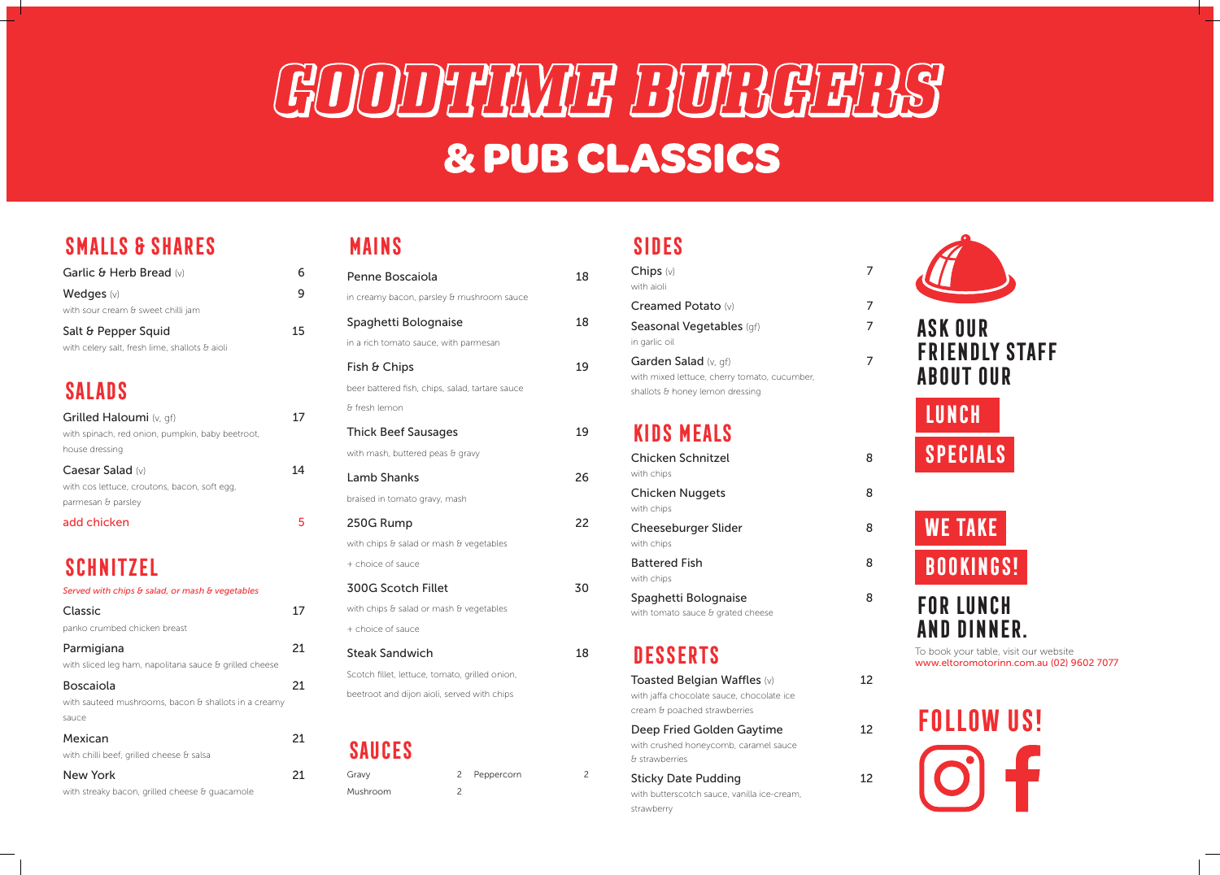# GOODTIME BURGERS
## & PUB CLASSICS

## SMALLS & SHARES

| Item | Price |
|---|---|
| Garlic & Herb Bread (v) | 6 |
| Wedges (v) with sour cream & sweet chilli jam | 9 |
| Salt & Pepper Squid with celery salt, fresh lime, shallots & aioli | 15 |

## SALADS

| Item | Price |
|---|---|
| Grilled Haloumi (v, gf) with spinach, red onion, pumpkin, baby beetroot, house dressing | 17 |
| Caesar Salad (v) with cos lettuce, croutons, bacon, soft egg, parmesan & parsley | 14 |
| add chicken | 5 |

## SCHNITZEL

*Served with chips & salad, or mash & vegetables*

| Item | Price |
|---|---|
| Classic panko crumbed chicken breast | 17 |
| Parmigiana with sliced leg ham, napolitana sauce & grilled cheese | 21 |
| Boscaiola with sauteed mushrooms, bacon & shallots in a creamy sauce | 21 |
| Mexican with chilli beef, grilled cheese & salsa | 21 |
| New York with streaky bacon, grilled cheese & guacamole | 21 |

## MAINS

| Item | Price |
|---|---|
| Penne Boscaiola in creamy bacon, parsley & mushroom sauce | 18 |
| Spaghetti Bolognaise in a rich tomato sauce, with parmesan | 18 |
| Fish & Chips beer battered fish, chips, salad, tartare sauce & fresh lemon | 19 |
| Thick Beef Sausages with mash, buttered peas & gravy | 19 |
| Lamb Shanks braised in tomato gravy, mash | 26 |
| 250G Rump with chips & salad or mash & vegetables + choice of sauce | 22 |
| 300G Scotch Fillet with chips & salad or mash & vegetables + choice of sauce | 30 |
| Steak Sandwich Scotch fillet, lettuce, tomato, grilled onion, beetroot and dijon aioli, served with chips | 18 |

## SAUCES

| Sauce | Price | Sauce | Price |
|---|---|---|---|
| Gravy | 2 | Peppercorn | 2 |
| Mushroom | 2 | | |

## SIDES

| Item | Price |
|---|---|
| Chips (v) with aioli | 7 |
| Creamed Potato (v) | 7 |
| Seasonal Vegetables (gf) in garlic oil | 7 |
| Garden Salad (v, gf) with mixed lettuce, cherry tomato, cucumber, shallots & honey lemon dressing | 7 |

## KIDS MEALS

| Item | Price |
|---|---|
| Chicken Schnitzel with chips | 8 |
| Chicken Nuggets with chips | 8 |
| Cheeseburger Slider with chips | 8 |
| Battered Fish with chips | 8 |
| Spaghetti Bolognaise with tomato sauce & grated cheese | 8 |

## DESSERTS

| Item | Price |
|---|---|
| Toasted Belgian Waffles (v) with jaffa chocolate sauce, chocolate ice cream & poached strawberries | 12 |
| Deep Fried Golden Gaytime with crushed honeycomb, caramel sauce & strawberries | 12 |
| Sticky Date Pudding with butterscotch sauce, vanilla ice-cream, strawberry | 12 |

## ASK OUR FRIENDLY STAFF ABOUT OUR LUNCH SPECIALS

## WE TAKE BOOKINGS! FOR LUNCH AND DINNER.

To book your table, visit our website www.eltoromotorinn.com.au (02) 9602 7077

## FOLLOW US!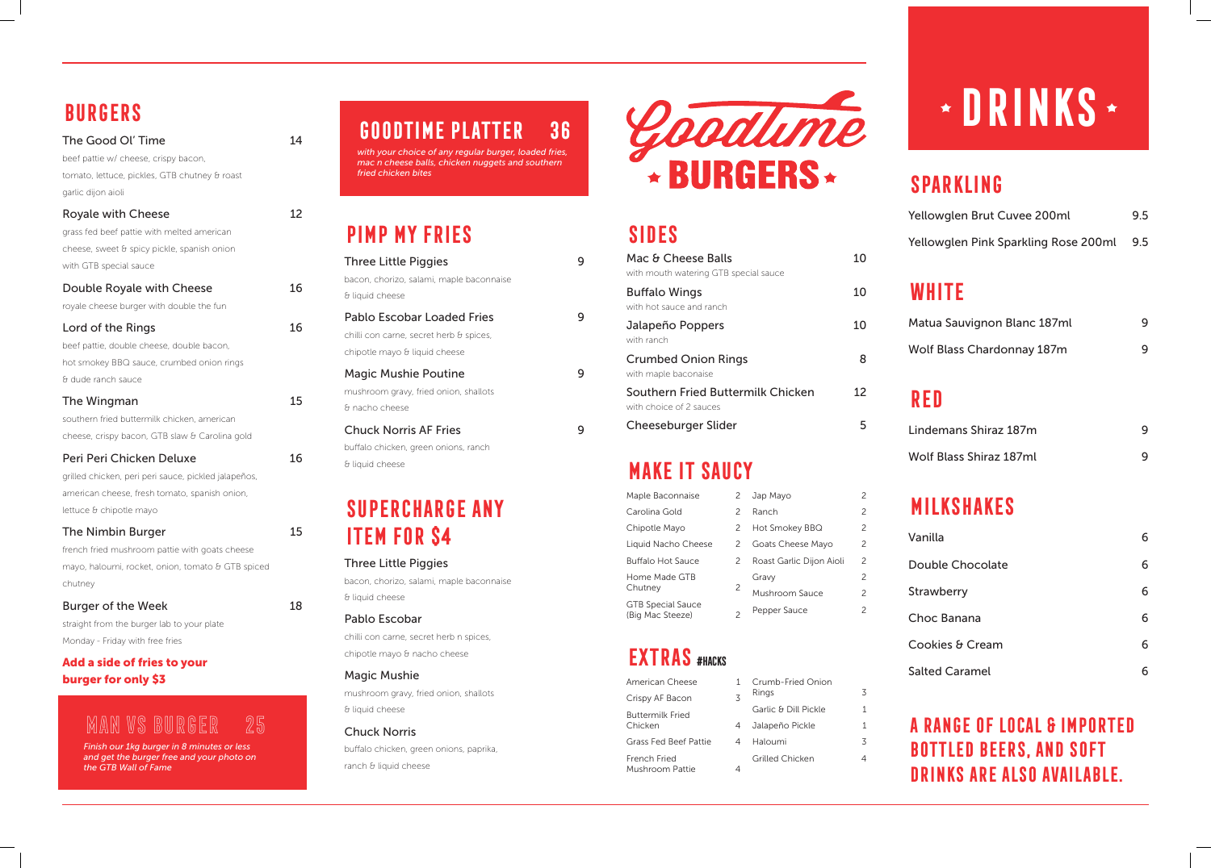## BURGERS

| | |
|---|---|
| The Good Ol' Time | 14 |
| beef pattie w/ cheese, crispy bacon, tomato, lettuce, pickles, GTB chutney & roast garlic dijon aioli | |
| Royale with Cheese | 12 |
| grass fed beef pattie with melted american cheese, sweet & spicy pickle, spanish onion with GTB special sauce | |
| Double Royale with Cheese | 16 |
| royale cheese burger with double the fun | |
| Lord of the Rings | 16 |
| beef pattie, double cheese, double bacon, hot smokey BBQ sauce, crumbed onion rings & dude ranch sauce | |
| The Wingman | 15 |
| southern fried buttermilk chicken, american cheese, crispy bacon, GTB slaw & Carolina gold | |
| Peri Peri Chicken Deluxe | 16 |
| grilled chicken, peri peri sauce, pickled jalapeños, american cheese, fresh tomato, spanish onion, lettuce & chipotle mayo | |
| The Nimbin Burger | 15 |
| french fried mushroom pattie with goats cheese mayo, haloumi, rocket, onion, tomato & GTB spiced chutney | |
| Burger of the Week | 18 |
| straight from the burger lab to your plate Monday - Friday with free fries | |

**Add a side of fries to your burger for only $3**

## MAN VS BURGER 25

*Finish our 1kg burger in 8 minutes or less and get the burger free and your photo on the GTB Wall of Fame*

## GOODTIME PLATTER 36

*with your choice of any regular burger, loaded fries, mac n cheese balls, chicken nuggets and southern fried chicken bites*

## PIMP MY FRIES

| | |
|---|---|
| Three Little Piggies | 9 |
| bacon, chorizo, salami, maple baconnaise & liquid cheese | |
| Pablo Escobar Loaded Fries | 9 |
| chilli con carne, secret herb & spices, chipotle mayo & liquid cheese | |
| Magic Mushie Poutine | 9 |
| mushroom gravy, fried onion, shallots & nacho cheese | |
| Chuck Norris AF Fries | 9 |
| buffalo chicken, green onions, ranch & liquid cheese | |

## SUPERCHARGE ANY ITEM FOR $4

**Three Little Piggies**
bacon, chorizo, salami, maple baconnaise & liquid cheese

**Pablo Escobar**
chilli con carne, secret herb n spices, chipotle mayo & nacho cheese

**Magic Mushie**
mushroom gravy, fried onion, shallots & liquid cheese

**Chuck Norris**
buffalo chicken, green onions, paprika, ranch & liquid cheese

# Goodtime ★ BURGERS ★

## SIDES

| | |
|---|---|
| Mac & Cheese Balls | 10 |
| with mouth watering GTB special sauce | |
| Buffalo Wings | 10 |
| with hot sauce and ranch | |
| Jalapeño Poppers | 10 |
| with ranch | |
| Crumbed Onion Rings | 8 |
| with maple baconaise | |
| Southern Fried Buttermilk Chicken | 12 |
| with choice of 2 sauces | |
| Cheeseburger Slider | 5 |

## MAKE IT SAUCY

| | | | |
|---|---|---|---|
| Maple Baconnaise | 2 | Jap Mayo | 2 |
| Carolina Gold | 2 | Ranch | 2 |
| Chipotle Mayo | 2 | Hot Smokey BBQ | 2 |
| Liquid Nacho Cheese | 2 | Goats Cheese Mayo | 2 |
| Buffalo Hot Sauce | 2 | Roast Garlic Dijon Aioli | 2 |
| Home Made GTB Chutney | 2 | Gravy | 2 |
| GTB Special Sauce (Big Mac Steeze) | 2 | Mushroom Sauce | 2 |
| | | Pepper Sauce | 2 |

## EXTRAS #HACKS

| | | | |
|---|---|---|---|
| American Cheese | 1 | Crumb-Fried Onion Rings | 3 |
| Crispy AF Bacon | 3 | Garlic & Dill Pickle | 1 |
| Buttermilk Fried Chicken | 4 | Jalapeño Pickle | 1 |
| Grass Fed Beef Pattie | 4 | Haloumi | 3 |
| French Fried Mushroom Pattie | 4 | Grilled Chicken | 4 |

# ★ DRINKS ★

## SPARKLING

| | |
|---|---|
| Yellowglen Brut Cuvee 200ml | 9.5 |
| Yellowglen Pink Sparkling Rose 200ml | 9.5 |

## WHITE

| | |
|---|---|
| Matua Sauvignon Blanc 187ml | 9 |
| Wolf Blass Chardonnay 187m | 9 |

## RED

| | |
|---|---|
| Lindemans Shiraz 187m | 9 |
| Wolf Blass Shiraz 187ml | 9 |

## MILKSHAKES

| | |
|---|---|
| Vanilla | 6 |
| Double Chocolate | 6 |
| Strawberry | 6 |
| Choc Banana | 6 |
| Cookies & Cream | 6 |
| Salted Caramel | 6 |

**A RANGE OF LOCAL & IMPORTED BOTTLED BEERS, AND SOFT DRINKS ARE ALSO AVAILABLE.**